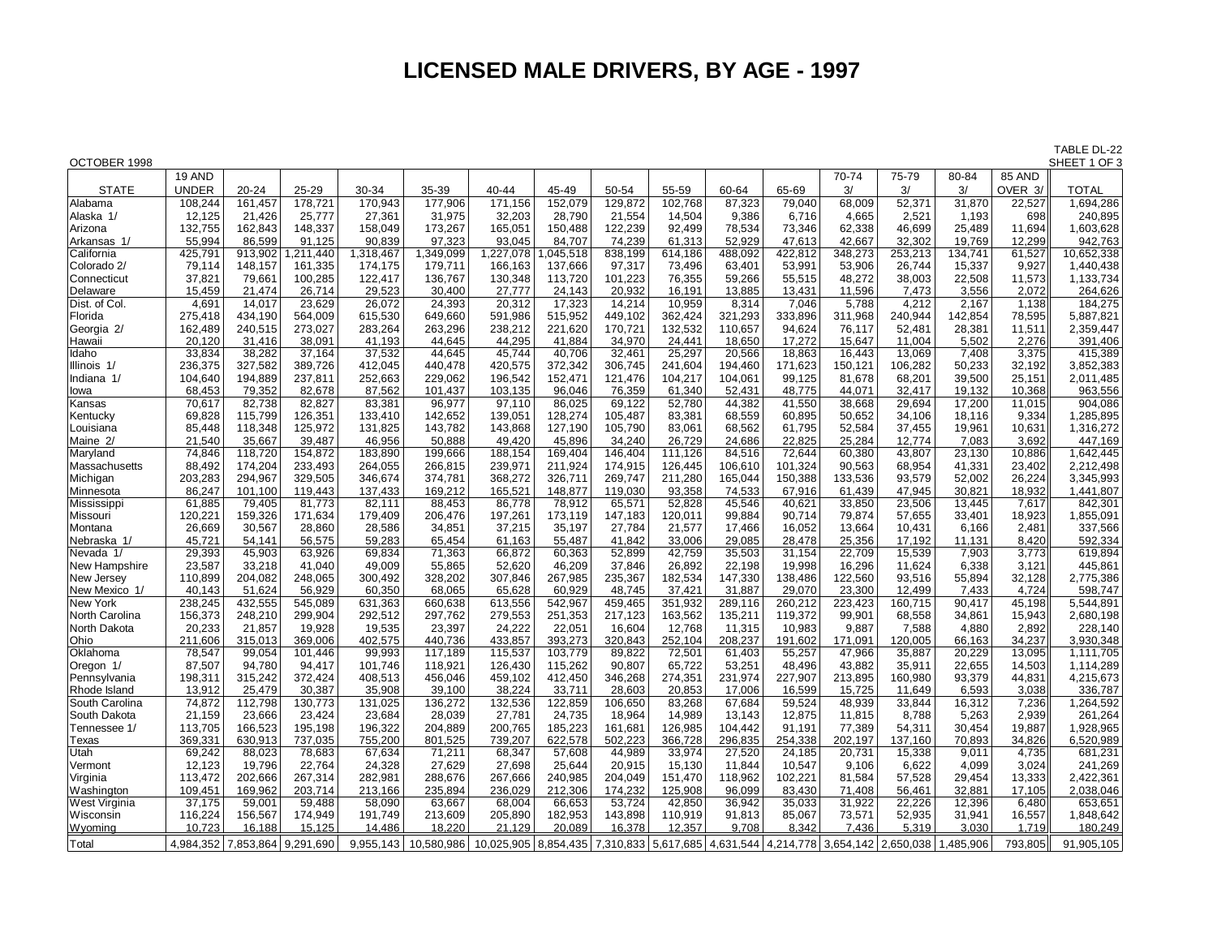# LICENSED MALE DRIVERS, BY AGE - 1997

OCTOBER 1998

TABLE DL-22
SHEET 1 OF 3

| STATE | 19 AND UNDER | 20-24 | 25-29 | 30-34 | 35-39 | 40-44 | 45-49 | 50-54 | 55-59 | 60-64 | 65-69 | 70-74 3/ | 75-79 3/ | 80-84 3/ | 85 AND OVER 3/ | TOTAL |
|---|---|---|---|---|---|---|---|---|---|---|---|---|---|---|---|---|
| Alabama | 108,244 | 161,457 | 178,721 | 170,943 | 177,906 | 171,156 | 152,079 | 129,872 | 102,768 | 87,323 | 79,040 | 68,009 | 52,371 | 31,870 | 22,527 | 1,694,286 |
| Alaska 1/ | 12,125 | 21,426 | 25,777 | 27,361 | 31,975 | 32,203 | 28,790 | 21,554 | 14,504 | 9,386 | 6,716 | 4,665 | 2,521 | 1,193 | 698 | 240,895 |
| Arizona | 132,755 | 162,843 | 148,337 | 158,049 | 173,267 | 165,051 | 150,488 | 122,239 | 92,499 | 78,534 | 73,346 | 62,338 | 46,699 | 25,489 | 11,694 | 1,603,628 |
| Arkansas 1/ | 55,994 | 86,599 | 91,125 | 90,839 | 97,323 | 93,045 | 84,707 | 74,239 | 61,313 | 52,929 | 47,613 | 42,667 | 32,302 | 19,769 | 12,299 | 942,763 |
| California | 425,791 | 913,902 | 1,211,440 | 1,318,467 | 1,349,099 | 1,227,078 | 1,045,518 | 838,199 | 614,186 | 488,092 | 422,812 | 348,273 | 253,213 | 134,741 | 61,527 | 10,652,338 |
| Colorado 2/ | 79,114 | 148,157 | 161,335 | 174,175 | 179,711 | 166,163 | 137,666 | 97,317 | 73,496 | 63,401 | 53,991 | 53,906 | 26,744 | 15,337 | 9,927 | 1,440,438 |
| Connecticut | 37,821 | 79,661 | 100,285 | 122,417 | 136,767 | 130,348 | 113,720 | 101,223 | 76,355 | 59,266 | 55,515 | 48,272 | 38,003 | 22,508 | 11,573 | 1,133,734 |
| Delaware | 15,459 | 21,474 | 26,714 | 29,523 | 30,400 | 27,777 | 24,143 | 20,932 | 16,191 | 13,885 | 13,431 | 11,596 | 7,473 | 3,556 | 2,072 | 264,626 |
| Dist. of Col. | 4,691 | 14,017 | 23,629 | 26,072 | 24,393 | 20,312 | 17,323 | 14,214 | 10,959 | 8,314 | 7,046 | 5,788 | 4,212 | 2,167 | 1,138 | 184,275 |
| Florida | 275,418 | 434,190 | 564,009 | 615,530 | 649,660 | 591,986 | 515,952 | 449,102 | 362,424 | 321,293 | 333,896 | 311,968 | 240,944 | 142,854 | 78,595 | 5,887,821 |
| Georgia 2/ | 162,489 | 240,515 | 273,027 | 283,264 | 263,296 | 238,212 | 221,620 | 170,721 | 132,532 | 110,657 | 94,624 | 76,117 | 52,481 | 28,381 | 11,511 | 2,359,447 |
| Hawaii | 20,120 | 31,416 | 38,091 | 41,193 | 44,645 | 44,295 | 41,884 | 34,970 | 24,441 | 18,650 | 17,272 | 15,647 | 11,004 | 5,502 | 2,276 | 391,406 |
| Idaho | 33,834 | 38,282 | 37,164 | 37,532 | 44,645 | 45,744 | 40,706 | 32,461 | 25,297 | 20,566 | 18,863 | 16,443 | 13,069 | 7,408 | 3,375 | 415,389 |
| Illinois 1/ | 236,375 | 327,582 | 389,726 | 412,045 | 440,478 | 420,575 | 372,342 | 306,745 | 241,604 | 194,460 | 171,623 | 150,121 | 106,282 | 50,233 | 32,192 | 3,852,383 |
| Indiana 1/ | 104,640 | 194,889 | 237,811 | 252,663 | 229,062 | 196,542 | 152,471 | 121,476 | 104,217 | 104,061 | 99,125 | 81,678 | 68,201 | 39,500 | 25,151 | 2,011,485 |
| Iowa | 68,453 | 79,352 | 82,678 | 87,562 | 101,437 | 103,135 | 96,046 | 76,359 | 61,340 | 52,431 | 48,775 | 44,071 | 32,417 | 19,132 | 10,368 | 963,556 |
| Kansas | 70,617 | 82,738 | 82,827 | 83,381 | 96,977 | 97,110 | 86,025 | 69,122 | 52,780 | 44,382 | 41,550 | 38,668 | 29,694 | 17,200 | 11,015 | 904,086 |
| Kentucky | 69,828 | 115,799 | 126,351 | 133,410 | 142,652 | 139,051 | 128,274 | 105,487 | 83,381 | 68,559 | 60,895 | 50,652 | 34,106 | 18,116 | 9,334 | 1,285,895 |
| Louisiana | 85,448 | 118,348 | 125,972 | 131,825 | 143,782 | 143,868 | 127,190 | 105,790 | 83,061 | 68,562 | 61,795 | 52,584 | 37,455 | 19,961 | 10,631 | 1,316,272 |
| Maine 2/ | 21,540 | 35,667 | 39,487 | 46,956 | 50,888 | 49,420 | 45,896 | 34,240 | 26,729 | 24,686 | 22,825 | 25,284 | 12,774 | 7,083 | 3,692 | 447,169 |
| Maryland | 74,846 | 118,720 | 154,872 | 183,890 | 199,666 | 188,154 | 169,404 | 146,404 | 111,126 | 84,516 | 72,644 | 60,380 | 43,807 | 23,130 | 10,886 | 1,642,445 |
| Massachusetts | 88,492 | 174,204 | 233,493 | 264,055 | 266,815 | 239,971 | 211,924 | 174,915 | 126,445 | 106,610 | 101,324 | 90,563 | 68,954 | 41,331 | 23,402 | 2,212,498 |
| Michigan | 203,283 | 294,967 | 329,505 | 346,674 | 374,781 | 368,272 | 326,711 | 269,747 | 211,280 | 165,044 | 150,388 | 133,536 | 93,579 | 52,002 | 26,224 | 3,345,993 |
| Minnesota | 86,247 | 101,100 | 119,443 | 137,433 | 169,212 | 165,521 | 148,877 | 119,030 | 93,358 | 74,533 | 67,916 | 61,439 | 47,945 | 30,821 | 18,932 | 1,441,807 |
| Mississippi | 61,885 | 79,405 | 81,773 | 82,111 | 88,453 | 86,778 | 78,912 | 65,571 | 52,828 | 45,546 | 40,621 | 33,850 | 23,506 | 13,445 | 7,617 | 842,301 |
| Missouri | 120,221 | 159,326 | 171,634 | 179,409 | 206,476 | 197,261 | 173,119 | 147,183 | 120,011 | 99,884 | 90,714 | 79,874 | 57,655 | 33,401 | 18,923 | 1,855,091 |
| Montana | 26,669 | 30,567 | 28,860 | 28,586 | 34,851 | 37,215 | 35,197 | 27,784 | 21,577 | 17,466 | 16,052 | 13,664 | 10,431 | 6,166 | 2,481 | 337,566 |
| Nebraska 1/ | 45,721 | 54,141 | 56,575 | 59,283 | 65,454 | 61,163 | 55,487 | 41,842 | 33,006 | 29,085 | 28,478 | 25,356 | 17,192 | 11,131 | 8,420 | 592,334 |
| Nevada 1/ | 29,393 | 45,903 | 63,926 | 69,834 | 71,363 | 66,872 | 60,363 | 52,899 | 42,759 | 35,503 | 31,154 | 22,709 | 15,539 | 7,903 | 3,773 | 619,894 |
| New Hampshire | 23,587 | 33,218 | 41,040 | 49,009 | 55,865 | 52,620 | 46,209 | 37,846 | 26,892 | 22,198 | 19,998 | 16,296 | 11,624 | 6,338 | 3,121 | 445,861 |
| New Jersey | 110,899 | 204,082 | 248,065 | 300,492 | 328,202 | 307,846 | 267,985 | 235,367 | 182,534 | 147,330 | 138,486 | 122,560 | 93,516 | 55,894 | 32,128 | 2,775,386 |
| New Mexico 1/ | 40,143 | 51,624 | 56,929 | 60,350 | 68,065 | 65,628 | 60,929 | 48,745 | 37,421 | 31,887 | 29,070 | 23,300 | 12,499 | 7,433 | 4,724 | 598,747 |
| New York | 238,245 | 432,555 | 545,089 | 631,363 | 660,638 | 613,556 | 542,967 | 459,465 | 351,932 | 289,116 | 260,212 | 223,423 | 160,715 | 90,417 | 45,198 | 5,544,891 |
| North Carolina | 156,373 | 248,210 | 299,904 | 292,512 | 297,762 | 279,553 | 251,353 | 217,123 | 163,562 | 135,211 | 119,372 | 99,901 | 68,558 | 34,861 | 15,943 | 2,680,198 |
| North Dakota | 20,233 | 21,857 | 19,928 | 19,535 | 23,397 | 24,222 | 22,051 | 16,604 | 12,768 | 11,315 | 10,983 | 9,887 | 7,588 | 4,880 | 2,892 | 228,140 |
| Ohio | 211,606 | 315,013 | 369,006 | 402,575 | 440,736 | 433,857 | 393,273 | 320,843 | 252,104 | 208,237 | 191,602 | 171,091 | 120,005 | 66,163 | 34,237 | 3,930,348 |
| Oklahoma | 78,547 | 99,054 | 101,446 | 99,993 | 117,189 | 115,537 | 103,779 | 89,822 | 72,501 | 61,403 | 55,257 | 47,966 | 35,887 | 20,229 | 13,095 | 1,111,705 |
| Oregon 1/ | 87,507 | 94,780 | 94,417 | 101,746 | 118,921 | 126,430 | 115,262 | 90,807 | 65,722 | 53,251 | 48,496 | 43,882 | 35,911 | 22,655 | 14,503 | 1,114,289 |
| Pennsylvania | 198,311 | 315,242 | 372,424 | 408,513 | 456,046 | 459,102 | 412,450 | 346,268 | 274,351 | 231,974 | 227,907 | 213,895 | 160,980 | 93,379 | 44,831 | 4,215,673 |
| Rhode Island | 13,912 | 25,479 | 30,387 | 35,908 | 39,100 | 38,224 | 33,711 | 28,603 | 20,853 | 17,006 | 16,599 | 15,725 | 11,649 | 6,593 | 3,038 | 336,787 |
| South Carolina | 74,872 | 112,798 | 130,773 | 131,025 | 136,272 | 132,536 | 122,859 | 106,650 | 83,268 | 67,684 | 59,524 | 48,939 | 33,844 | 16,312 | 7,236 | 1,264,592 |
| South Dakota | 21,159 | 23,666 | 23,424 | 23,684 | 28,039 | 27,781 | 24,735 | 18,964 | 14,989 | 13,143 | 12,875 | 11,815 | 8,788 | 5,263 | 2,939 | 261,264 |
| Tennessee 1/ | 113,705 | 166,523 | 195,198 | 196,322 | 204,889 | 200,765 | 185,223 | 161,681 | 126,985 | 104,442 | 91,191 | 77,389 | 54,311 | 30,454 | 19,887 | 1,928,965 |
| Texas | 369,331 | 630,913 | 737,035 | 755,200 | 801,525 | 739,207 | 622,578 | 502,223 | 366,728 | 296,835 | 254,338 | 202,197 | 137,160 | 70,893 | 34,826 | 6,520,989 |
| Utah | 69,242 | 88,023 | 78,683 | 67,634 | 71,211 | 68,347 | 57,608 | 44,989 | 33,974 | 27,520 | 24,185 | 20,731 | 15,338 | 9,011 | 4,735 | 681,231 |
| Vermont | 12,123 | 19,796 | 22,764 | 24,328 | 27,629 | 27,698 | 25,644 | 20,915 | 15,130 | 11,844 | 10,547 | 9,106 | 6,622 | 4,099 | 3,024 | 241,269 |
| Virginia | 113,472 | 202,666 | 267,314 | 282,981 | 288,676 | 267,666 | 240,985 | 204,049 | 151,470 | 118,962 | 102,221 | 81,584 | 57,528 | 29,454 | 13,333 | 2,422,361 |
| Washington | 109,451 | 169,962 | 203,714 | 213,166 | 235,894 | 236,029 | 212,306 | 174,232 | 125,908 | 96,099 | 83,430 | 71,408 | 56,461 | 32,881 | 17,105 | 2,038,046 |
| West Virginia | 37,175 | 59,001 | 59,488 | 58,090 | 63,667 | 68,004 | 66,653 | 53,724 | 42,850 | 36,942 | 35,033 | 31,922 | 22,226 | 12,396 | 6,480 | 653,651 |
| Wisconsin | 116,224 | 156,567 | 174,949 | 191,749 | 213,609 | 205,890 | 182,953 | 143,898 | 110,919 | 91,813 | 85,067 | 73,571 | 52,935 | 31,941 | 16,557 | 1,848,642 |
| Wyoming | 10,723 | 16,188 | 15,125 | 14,486 | 18,220 | 21,129 | 20,089 | 16,378 | 12,357 | 9,708 | 8,342 | 7,436 | 5,319 | 3,030 | 1,719 | 180,249 |
| Total | 4,984,352 | 7,853,864 | 9,291,690 | 9,955,143 | 10,580,986 | 10,025,905 | 8,854,435 | 7,310,833 | 5,617,685 | 4,631,544 | 4,214,778 | 3,654,142 | 2,650,038 | 1,485,906 | 793,805 | 91,905,105 |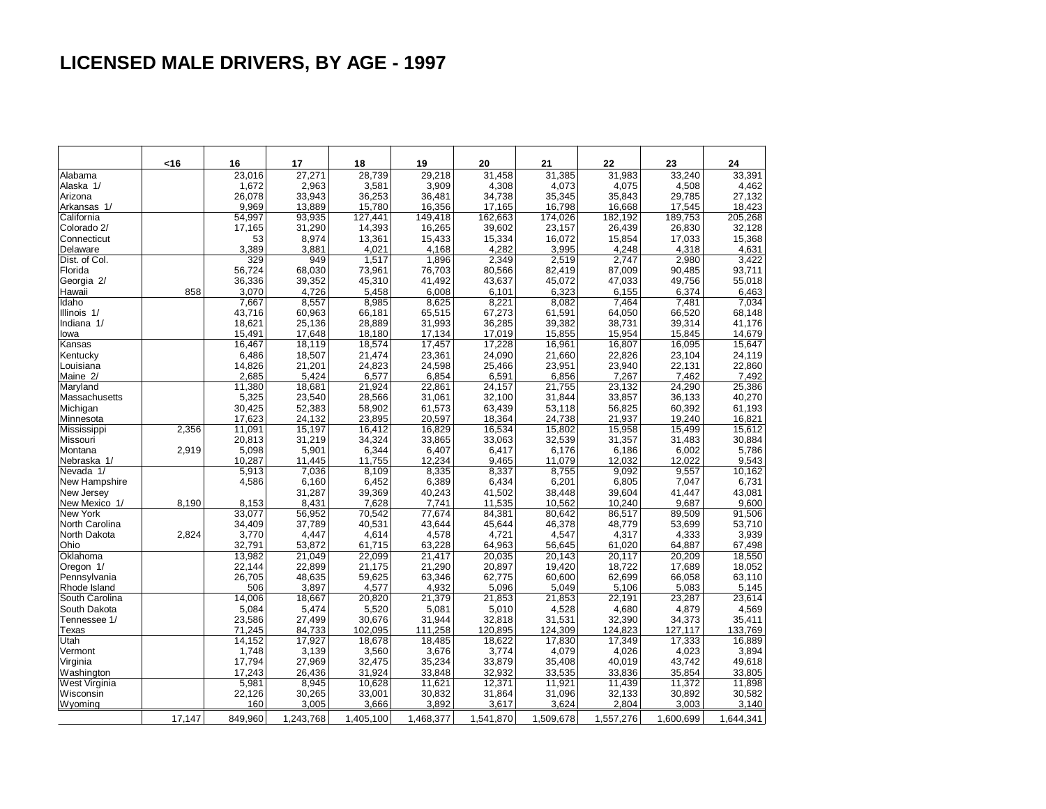# LICENSED MALE DRIVERS, BY AGE - 1997

| | <16 | 16 | 17 | 18 | 19 | 20 | 21 | 22 | 23 | 24 |
|---|---|---|---|---|---|---|---|---|---|---|
| Alabama | | 23,016 | 27,271 | 28,739 | 29,218 | 31,458 | 31,385 | 31,983 | 33,240 | 33,391 |
| Alaska 1/ | | 1,672 | 2,963 | 3,581 | 3,909 | 4,308 | 4,073 | 4,075 | 4,508 | 4,462 |
| Arizona | | 26,078 | 33,943 | 36,253 | 36,481 | 34,738 | 35,345 | 35,843 | 29,785 | 27,132 |
| Arkansas 1/ | | 9,969 | 13,889 | 15,780 | 16,356 | 17,165 | 16,798 | 16,668 | 17,545 | 18,423 |
| California | | 54,997 | 93,935 | 127,441 | 149,418 | 162,663 | 174,026 | 182,192 | 189,753 | 205,268 |
| Colorado 2/ | | 17,165 | 31,290 | 14,393 | 16,265 | 39,602 | 23,157 | 26,439 | 26,830 | 32,128 |
| Connecticut | | 53 | 8,974 | 13,361 | 15,433 | 15,334 | 16,072 | 15,854 | 17,033 | 15,368 |
| Delaware | | 3,389 | 3,881 | 4,021 | 4,168 | 4,282 | 3,995 | 4,248 | 4,318 | 4,631 |
| Dist. of Col. | | 329 | 949 | 1,517 | 1,896 | 2,349 | 2,519 | 2,747 | 2,980 | 3,422 |
| Florida | | 56,724 | 68,030 | 73,961 | 76,703 | 80,566 | 82,419 | 87,009 | 90,485 | 93,711 |
| Georgia 2/ | | 36,336 | 39,352 | 45,310 | 41,492 | 43,637 | 45,072 | 47,033 | 49,756 | 55,018 |
| Hawaii | 858 | 3,070 | 4,726 | 5,458 | 6,008 | 6,101 | 6,323 | 6,155 | 6,374 | 6,463 |
| Idaho | | 7,667 | 8,557 | 8,985 | 8,625 | 8,221 | 8,082 | 7,464 | 7,481 | 7,034 |
| Illinois 1/ | | 43,716 | 60,963 | 66,181 | 65,515 | 67,273 | 61,591 | 64,050 | 66,520 | 68,148 |
| Indiana 1/ | | 18,621 | 25,136 | 28,889 | 31,993 | 36,285 | 39,382 | 38,731 | 39,314 | 41,176 |
| Iowa | | 15,491 | 17,648 | 18,180 | 17,134 | 17,019 | 15,855 | 15,954 | 15,845 | 14,679 |
| Kansas | | 16,467 | 18,119 | 18,574 | 17,457 | 17,228 | 16,961 | 16,807 | 16,095 | 15,647 |
| Kentucky | | 6,486 | 18,507 | 21,474 | 23,361 | 24,090 | 21,660 | 22,826 | 23,104 | 24,119 |
| Louisiana | | 14,826 | 21,201 | 24,823 | 24,598 | 25,466 | 23,951 | 23,940 | 22,131 | 22,860 |
| Maine 2/ | | 2,685 | 5,424 | 6,577 | 6,854 | 6,591 | 6,856 | 7,267 | 7,462 | 7,492 |
| Maryland | | 11,380 | 18,681 | 21,924 | 22,861 | 24,157 | 21,755 | 23,132 | 24,290 | 25,386 |
| Massachusetts | | 5,325 | 23,540 | 28,566 | 31,061 | 32,100 | 31,844 | 33,857 | 36,133 | 40,270 |
| Michigan | | 30,425 | 52,383 | 58,902 | 61,573 | 63,439 | 53,118 | 56,825 | 60,392 | 61,193 |
| Minnesota | | 17,623 | 24,132 | 23,895 | 20,597 | 18,364 | 24,738 | 21,937 | 19,240 | 16,821 |
| Mississippi | 2,356 | 11,091 | 15,197 | 16,412 | 16,829 | 16,534 | 15,802 | 15,958 | 15,499 | 15,612 |
| Missouri | | 20,813 | 31,219 | 34,324 | 33,865 | 33,063 | 32,539 | 31,357 | 31,483 | 30,884 |
| Montana | 2,919 | 5,098 | 5,901 | 6,344 | 6,407 | 6,417 | 6,176 | 6,186 | 6,002 | 5,786 |
| Nebraska 1/ | | 10,287 | 11,445 | 11,755 | 12,234 | 9,465 | 11,079 | 12,032 | 12,022 | 9,543 |
| Nevada 1/ | | 5,913 | 7,036 | 8,109 | 8,335 | 8,337 | 8,755 | 9,092 | 9,557 | 10,162 |
| New Hampshire | | 4,586 | 6,160 | 6,452 | 6,389 | 6,434 | 6,201 | 6,805 | 7,047 | 6,731 |
| New Jersey | | | 31,287 | 39,369 | 40,243 | 41,502 | 38,448 | 39,604 | 41,447 | 43,081 |
| New Mexico 1/ | 8,190 | 8,153 | 8,431 | 7,628 | 7,741 | 11,535 | 10,562 | 10,240 | 9,687 | 9,600 |
| New York | | 33,077 | 56,952 | 70,542 | 77,674 | 84,381 | 80,642 | 86,517 | 89,509 | 91,506 |
| North Carolina | | 34,409 | 37,789 | 40,531 | 43,644 | 45,644 | 46,378 | 48,779 | 53,699 | 53,710 |
| North Dakota | 2,824 | 3,770 | 4,447 | 4,614 | 4,578 | 4,721 | 4,547 | 4,317 | 4,333 | 3,939 |
| Ohio | | 32,791 | 53,872 | 61,715 | 63,228 | 64,963 | 56,645 | 61,020 | 64,887 | 67,498 |
| Oklahoma | | 13,982 | 21,049 | 22,099 | 21,417 | 20,035 | 20,143 | 20,117 | 20,209 | 18,550 |
| Oregon 1/ | | 22,144 | 22,899 | 21,175 | 21,290 | 20,897 | 19,420 | 18,722 | 17,689 | 18,052 |
| Pennsylvania | | 26,705 | 48,635 | 59,625 | 63,346 | 62,775 | 60,600 | 62,699 | 66,058 | 63,110 |
| Rhode Island | | 506 | 3,897 | 4,577 | 4,932 | 5,096 | 5,049 | 5,106 | 5,083 | 5,145 |
| South Carolina | | 14,006 | 18,667 | 20,820 | 21,379 | 21,853 | 21,853 | 22,191 | 23,287 | 23,614 |
| South Dakota | | 5,084 | 5,474 | 5,520 | 5,081 | 5,010 | 4,528 | 4,680 | 4,879 | 4,569 |
| Tennessee 1/ | | 23,586 | 27,499 | 30,676 | 31,944 | 32,818 | 31,531 | 32,390 | 34,373 | 35,411 |
| Texas | | 71,245 | 84,733 | 102,095 | 111,258 | 120,895 | 124,309 | 124,823 | 127,117 | 133,769 |
| Utah | | 14,152 | 17,927 | 18,678 | 18,485 | 18,622 | 17,830 | 17,349 | 17,333 | 16,889 |
| Vermont | | 1,748 | 3,139 | 3,560 | 3,676 | 3,774 | 4,079 | 4,026 | 4,023 | 3,894 |
| Virginia | | 17,794 | 27,969 | 32,475 | 35,234 | 33,879 | 35,408 | 40,019 | 43,742 | 49,618 |
| Washington | | 17,243 | 26,436 | 31,924 | 33,848 | 32,932 | 33,535 | 33,836 | 35,854 | 33,805 |
| West Virginia | | 5,981 | 8,945 | 10,628 | 11,621 | 12,371 | 11,921 | 11,439 | 11,372 | 11,898 |
| Wisconsin | | 22,126 | 30,265 | 33,001 | 30,832 | 31,864 | 31,096 | 32,133 | 30,892 | 30,582 |
| Wyoming | | 160 | 3,005 | 3,666 | 3,892 | 3,617 | 3,624 | 2,804 | 3,003 | 3,140 |
| | 17,147 | 849,960 | 1,243,768 | 1,405,100 | 1,468,377 | 1,541,870 | 1,509,678 | 1,557,276 | 1,600,699 | 1,644,341 |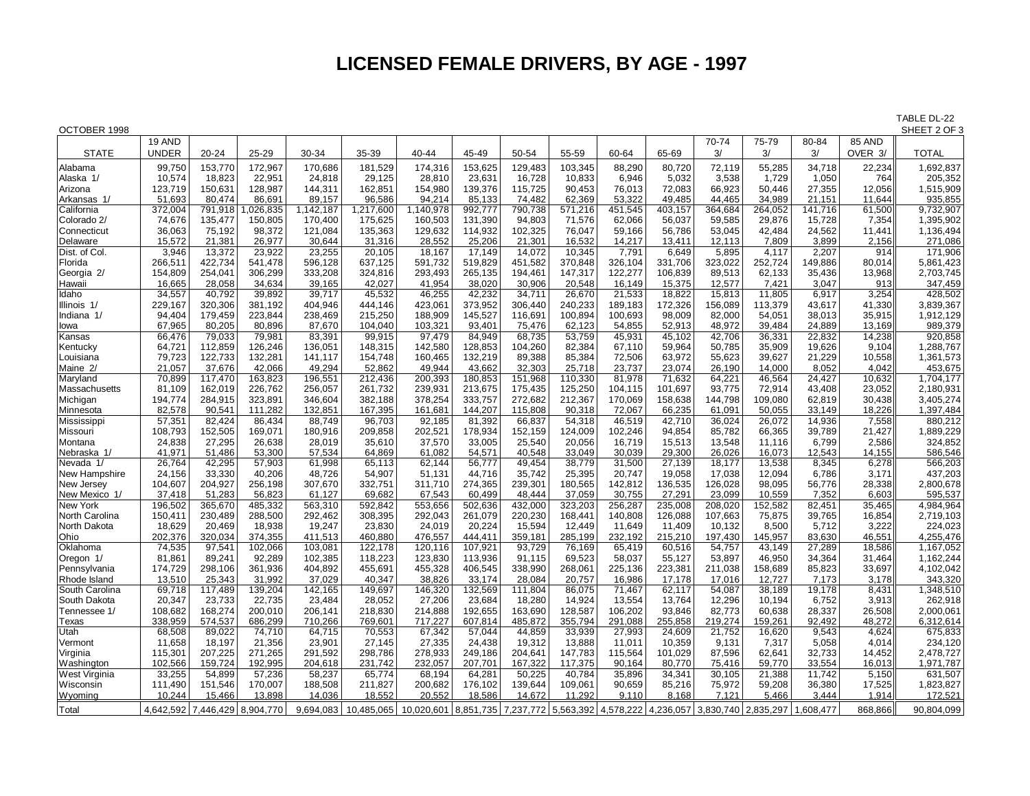# LICENSED FEMALE DRIVERS, BY AGE - 1997

OCTOBER 1998

TABLE DL-22
SHEET 2 OF 3

| STATE | 19 AND UNDER | 20-24 | 25-29 | 30-34 | 35-39 | 40-44 | 45-49 | 50-54 | 55-59 | 60-64 | 65-69 | 70-74 3/ | 75-79 3/ | 80-84 3/ | 85 AND OVER 3/ | TOTAL |
|---|---|---|---|---|---|---|---|---|---|---|---|---|---|---|---|---|
| Alabama | 99,750 | 153,770 | 172,967 | 170,686 | 181,529 | 174,316 | 153,625 | 129,483 | 103,345 | 88,290 | 80,720 | 72,119 | 55,285 | 34,718 | 22,234 | 1,692,837 |
| Alaska 1/ | 10,574 | 18,823 | 22,951 | 24,818 | 29,125 | 28,810 | 23,631 | 16,728 | 10,833 | 6,946 | 5,032 | 3,538 | 1,729 | 1,050 | 764 | 205,352 |
| Arizona | 123,719 | 150,631 | 128,987 | 144,311 | 162,851 | 154,980 | 139,376 | 115,725 | 90,453 | 76,013 | 72,083 | 66,923 | 50,446 | 27,355 | 12,056 | 1,515,909 |
| Arkansas 1/ | 51,693 | 80,474 | 86,691 | 89,157 | 96,586 | 94,214 | 85,133 | 74,482 | 62,369 | 53,322 | 49,485 | 44,465 | 34,989 | 21,151 | 11,644 | 935,855 |
| California | 372,004 | 791,918 | 1,026,835 | 1,142,187 | 1,217,600 | 1,140,978 | 992,777 | 790,738 | 571,216 | 451,545 | 403,157 | 364,684 | 264,052 | 141,716 | 61,500 | 9,732,907 |
| Colorado 2/ | 74,676 | 135,477 | 150,805 | 170,400 | 175,625 | 160,503 | 131,390 | 94,803 | 71,576 | 62,066 | 56,037 | 59,585 | 29,876 | 15,728 | 7,354 | 1,395,902 |
| Connecticut | 36,063 | 75,192 | 98,372 | 121,084 | 135,363 | 129,632 | 114,932 | 102,325 | 76,047 | 59,166 | 56,786 | 53,045 | 42,484 | 24,562 | 11,441 | 1,136,494 |
| Delaware | 15,572 | 21,381 | 26,977 | 30,644 | 31,316 | 28,552 | 25,206 | 21,301 | 16,532 | 14,217 | 13,411 | 12,113 | 7,809 | 3,899 | 2,156 | 271,086 |
| Dist. of Col. | 3,946 | 13,372 | 23,922 | 23,255 | 20,105 | 18,167 | 17,149 | 14,072 | 10,345 | 7,791 | 6,649 | 5,895 | 4,117 | 2,207 | 914 | 171,906 |
| Florida | 266,511 | 422,734 | 541,478 | 596,128 | 637,125 | 591,732 | 519,829 | 451,582 | 370,848 | 326,104 | 331,706 | 323,022 | 252,724 | 149,886 | 80,014 | 5,861,423 |
| Georgia 2/ | 154,809 | 254,041 | 306,299 | 333,208 | 324,816 | 293,493 | 265,135 | 194,461 | 147,317 | 122,277 | 106,839 | 89,513 | 62,133 | 35,436 | 13,968 | 2,703,745 |
| Hawaii | 16,665 | 28,058 | 34,634 | 39,165 | 42,027 | 41,954 | 38,020 | 30,906 | 20,548 | 16,149 | 15,375 | 12,577 | 7,421 | 3,047 | 913 | 347,459 |
| Idaho | 34,557 | 40,792 | 39,892 | 39,717 | 45,532 | 46,255 | 42,232 | 34,711 | 26,670 | 21,533 | 18,822 | 15,813 | 11,805 | 6,917 | 3,254 | 428,502 |
| Illinois 1/ | 229,167 | 320,306 | 381,192 | 404,946 | 444,146 | 423,061 | 373,952 | 306,440 | 240,233 | 189,183 | 172,326 | 156,089 | 113,379 | 43,617 | 41,330 | 3,839,367 |
| Indiana 1/ | 94,404 | 179,459 | 223,844 | 238,469 | 215,250 | 188,909 | 145,527 | 116,691 | 100,894 | 100,693 | 98,009 | 82,000 | 54,051 | 38,013 | 35,915 | 1,912,129 |
| Iowa | 67,965 | 80,205 | 80,896 | 87,670 | 104,040 | 103,321 | 93,401 | 75,476 | 62,123 | 54,855 | 52,913 | 48,972 | 39,484 | 24,889 | 13,169 | 989,379 |
| Kansas | 66,476 | 79,033 | 79,981 | 83,391 | 99,915 | 97,479 | 84,949 | 68,735 | 53,759 | 45,931 | 45,102 | 42,706 | 36,331 | 22,832 | 14,238 | 920,858 |
| Kentucky | 64,721 | 112,859 | 126,246 | 136,051 | 148,315 | 142,580 | 128,853 | 104,260 | 82,384 | 67,110 | 59,964 | 50,785 | 35,909 | 19,626 | 9,104 | 1,288,767 |
| Louisiana | 79,723 | 122,733 | 132,281 | 141,117 | 154,748 | 160,465 | 132,219 | 89,388 | 85,384 | 72,506 | 63,972 | 55,623 | 39,627 | 21,229 | 10,558 | 1,361,573 |
| Maine 2/ | 21,057 | 37,676 | 42,066 | 49,294 | 52,862 | 49,944 | 43,662 | 32,303 | 25,718 | 23,737 | 23,074 | 26,190 | 14,000 | 8,052 | 4,042 | 453,675 |
| Maryland | 70,899 | 117,470 | 163,823 | 196,551 | 212,436 | 200,393 | 180,853 | 151,968 | 110,330 | 81,978 | 71,632 | 64,221 | 46,564 | 24,427 | 10,632 | 1,704,177 |
| Massachusetts | 81,109 | 162,019 | 226,762 | 256,057 | 261,732 | 239,931 | 213,675 | 175,435 | 125,250 | 104,115 | 101,697 | 93,775 | 72,914 | 43,408 | 23,052 | 2,180,931 |
| Michigan | 194,774 | 284,915 | 323,891 | 346,604 | 382,188 | 378,254 | 333,757 | 272,682 | 212,367 | 170,069 | 158,638 | 144,798 | 109,080 | 62,819 | 30,438 | 3,405,274 |
| Minnesota | 82,578 | 90,541 | 111,282 | 132,851 | 167,395 | 161,681 | 144,207 | 115,808 | 90,318 | 72,067 | 66,235 | 61,091 | 50,055 | 33,149 | 18,226 | 1,397,484 |
| Mississippi | 57,351 | 82,424 | 86,434 | 88,749 | 96,703 | 92,185 | 81,392 | 66,837 | 54,318 | 46,519 | 42,710 | 36,024 | 26,072 | 14,936 | 7,558 | 880,212 |
| Missouri | 108,793 | 152,505 | 169,071 | 180,916 | 209,858 | 202,521 | 178,934 | 152,159 | 124,009 | 102,246 | 94,854 | 85,782 | 66,365 | 39,789 | 21,427 | 1,889,229 |
| Montana | 24,838 | 27,295 | 26,638 | 28,019 | 35,610 | 37,570 | 33,005 | 25,540 | 20,056 | 16,719 | 15,513 | 13,548 | 11,116 | 6,799 | 2,586 | 324,852 |
| Nebraska 1/ | 41,971 | 51,486 | 53,300 | 57,534 | 64,869 | 61,082 | 54,571 | 40,548 | 33,049 | 30,039 | 29,300 | 26,026 | 16,073 | 12,543 | 14,155 | 586,546 |
| Nevada 1/ | 26,764 | 42,295 | 57,903 | 61,998 | 65,113 | 62,144 | 56,777 | 49,454 | 38,779 | 31,500 | 27,139 | 18,177 | 13,538 | 8,345 | 6,278 | 566,203 |
| New Hampshire | 24,156 | 33,330 | 40,206 | 48,726 | 54,907 | 51,131 | 44,716 | 35,742 | 25,395 | 20,747 | 19,058 | 17,038 | 12,094 | 6,786 | 3,171 | 437,203 |
| New Jersey | 104,607 | 204,927 | 256,198 | 307,670 | 332,751 | 311,710 | 274,365 | 239,301 | 180,565 | 142,812 | 136,535 | 126,028 | 98,095 | 56,776 | 28,338 | 2,800,678 |
| New Mexico 1/ | 37,418 | 51,283 | 56,823 | 61,127 | 69,682 | 67,543 | 60,499 | 48,444 | 37,059 | 30,755 | 27,291 | 23,099 | 10,559 | 7,352 | 6,603 | 595,537 |
| New York | 196,502 | 365,670 | 485,332 | 563,310 | 592,842 | 553,656 | 502,636 | 432,000 | 323,203 | 256,287 | 235,008 | 208,020 | 152,582 | 82,451 | 35,465 | 4,984,964 |
| North Carolina | 150,411 | 230,489 | 288,500 | 292,462 | 308,395 | 292,043 | 261,079 | 220,230 | 168,441 | 140,808 | 126,088 | 107,663 | 75,875 | 39,765 | 16,854 | 2,719,103 |
| North Dakota | 18,629 | 20,469 | 18,938 | 19,247 | 23,830 | 24,019 | 20,224 | 15,594 | 12,449 | 11,649 | 11,409 | 10,132 | 8,500 | 5,712 | 3,222 | 224,023 |
| Ohio | 202,376 | 320,034 | 374,355 | 411,513 | 460,880 | 476,557 | 444,411 | 359,181 | 285,199 | 232,192 | 215,210 | 197,430 | 145,957 | 83,630 | 46,551 | 4,255,476 |
| Oklahoma | 74,535 | 97,541 | 102,066 | 103,081 | 122,178 | 120,116 | 107,921 | 93,729 | 76,169 | 65,419 | 60,516 | 54,757 | 43,149 | 27,289 | 18,586 | 1,167,052 |
| Oregon 1/ | 81,861 | 89,241 | 92,289 | 102,385 | 118,223 | 123,830 | 113,936 | 91,115 | 69,523 | 58,037 | 55,127 | 53,897 | 46,950 | 34,364 | 31,464 | 1,162,244 |
| Pennsylvania | 174,729 | 298,106 | 361,936 | 404,892 | 455,691 | 455,328 | 406,545 | 338,990 | 268,061 | 225,136 | 223,381 | 211,038 | 158,689 | 85,823 | 33,697 | 4,102,042 |
| Rhode Island | 13,510 | 25,343 | 31,992 | 37,029 | 40,347 | 38,826 | 33,174 | 28,084 | 20,757 | 16,986 | 17,178 | 17,016 | 12,727 | 7,173 | 3,178 | 343,320 |
| South Carolina | 69,718 | 117,489 | 139,204 | 142,165 | 149,697 | 146,320 | 132,569 | 111,804 | 86,075 | 71,467 | 62,117 | 54,087 | 38,189 | 19,178 | 8,431 | 1,348,510 |
| South Dakota | 20,347 | 23,733 | 22,735 | 23,484 | 28,052 | 27,206 | 23,684 | 18,280 | 14,924 | 13,554 | 13,764 | 12,296 | 10,194 | 6,752 | 3,913 | 262,918 |
| Tennessee 1/ | 108,682 | 168,274 | 200,010 | 206,141 | 218,830 | 214,888 | 192,655 | 163,690 | 128,587 | 106,202 | 93,846 | 82,773 | 60,638 | 28,337 | 26,508 | 2,000,061 |
| Texas | 338,959 | 574,537 | 686,299 | 710,266 | 769,601 | 717,227 | 607,814 | 485,872 | 355,794 | 291,088 | 255,858 | 219,274 | 159,261 | 92,492 | 48,272 | 6,312,614 |
| Utah | 68,508 | 89,022 | 74,710 | 64,715 | 70,553 | 67,342 | 57,044 | 44,859 | 33,939 | 27,993 | 24,609 | 21,752 | 16,620 | 9,543 | 4,624 | 675,833 |
| Vermont | 11,658 | 18,197 | 21,356 | 23,901 | 27,145 | 27,335 | 24,438 | 19,312 | 13,888 | 11,011 | 10,359 | 9,131 | 7,317 | 5,058 | 4,014 | 234,120 |
| Virginia | 115,301 | 207,225 | 271,265 | 291,592 | 298,786 | 278,933 | 249,186 | 204,641 | 147,783 | 115,564 | 101,029 | 87,596 | 62,641 | 32,733 | 14,452 | 2,478,727 |
| Washington | 102,566 | 159,724 | 192,995 | 204,618 | 231,742 | 232,057 | 207,701 | 167,322 | 117,375 | 90,164 | 80,770 | 75,416 | 59,770 | 33,554 | 16,013 | 1,971,787 |
| West Virginia | 33,255 | 54,899 | 57,236 | 58,237 | 65,774 | 68,194 | 64,281 | 50,225 | 40,784 | 35,896 | 34,341 | 30,105 | 21,388 | 11,742 | 5,150 | 631,507 |
| Wisconsin | 111,490 | 151,546 | 170,007 | 188,508 | 211,827 | 200,682 | 176,102 | 139,644 | 109,061 | 90,659 | 85,216 | 75,972 | 59,208 | 36,380 | 17,525 | 1,823,827 |
| Wyoming | 10,244 | 15,466 | 13,898 | 14,036 | 18,552 | 20,552 | 18,586 | 14,672 | 11,292 | 9,110 | 8,168 | 7,121 | 5,466 | 3,444 | 1,914 | 172,521 |
| Total | 4,642,592 | 7,446,429 | 8,904,770 | 9,694,083 | 10,485,065 | 10,020,601 | 8,851,735 | 7,237,772 | 5,563,392 | 4,578,222 | 4,236,057 | 3,830,740 | 2,835,297 | 1,608,477 | 868,866 | 90,804,099 |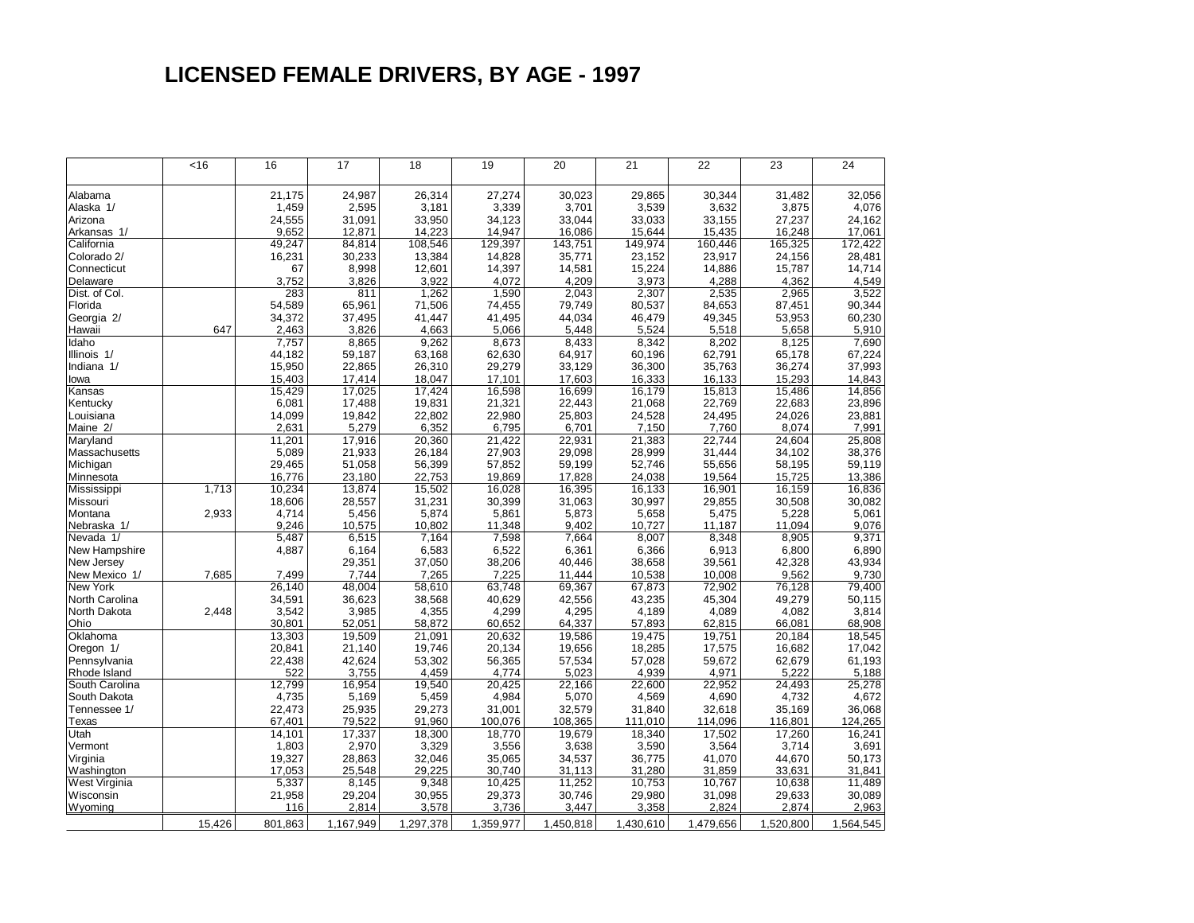# LICENSED FEMALE DRIVERS, BY AGE - 1997

| | <16 | 16 | 17 | 18 | 19 | 20 | 21 | 22 | 23 | 24 |
|---|---|---|---|---|---|---|---|---|---|---|
| Alabama | | 21,175 | 24,987 | 26,314 | 27,274 | 30,023 | 29,865 | 30,344 | 31,482 | 32,056 |
| Alaska 1/ | | 1,459 | 2,595 | 3,181 | 3,339 | 3,701 | 3,539 | 3,632 | 3,875 | 4,076 |
| Arizona | | 24,555 | 31,091 | 33,950 | 34,123 | 33,044 | 33,033 | 33,155 | 27,237 | 24,162 |
| Arkansas 1/ | | 9,652 | 12,871 | 14,223 | 14,947 | 16,086 | 15,644 | 15,435 | 16,248 | 17,061 |
| California | | 49,247 | 84,814 | 108,546 | 129,397 | 143,751 | 149,974 | 160,446 | 165,325 | 172,422 |
| Colorado 2/ | | 16,231 | 30,233 | 13,384 | 14,828 | 35,771 | 23,152 | 23,917 | 24,156 | 28,481 |
| Connecticut | | 67 | 8,998 | 12,601 | 14,397 | 14,581 | 15,224 | 14,886 | 15,787 | 14,714 |
| Delaware | | 3,752 | 3,826 | 3,922 | 4,072 | 4,209 | 3,973 | 4,288 | 4,362 | 4,549 |
| Dist. of Col. | | 283 | 811 | 1,262 | 1,590 | 2,043 | 2,307 | 2,535 | 2,965 | 3,522 |
| Florida | | 54,589 | 65,961 | 71,506 | 74,455 | 79,749 | 80,537 | 84,653 | 87,451 | 90,344 |
| Georgia 2/ | | 34,372 | 37,495 | 41,447 | 41,495 | 44,034 | 46,479 | 49,345 | 53,953 | 60,230 |
| Hawaii | 647 | 2,463 | 3,826 | 4,663 | 5,066 | 5,448 | 5,524 | 5,518 | 5,658 | 5,910 |
| Idaho | | 7,757 | 8,865 | 9,262 | 8,673 | 8,433 | 8,342 | 8,202 | 8,125 | 7,690 |
| Illinois 1/ | | 44,182 | 59,187 | 63,168 | 62,630 | 64,917 | 60,196 | 62,791 | 65,178 | 67,224 |
| Indiana 1/ | | 15,950 | 22,865 | 26,310 | 29,279 | 33,129 | 36,300 | 35,763 | 36,274 | 37,993 |
| Iowa | | 15,403 | 17,414 | 18,047 | 17,101 | 17,603 | 16,333 | 16,133 | 15,293 | 14,843 |
| Kansas | | 15,429 | 17,025 | 17,424 | 16,598 | 16,699 | 16,179 | 15,813 | 15,486 | 14,856 |
| Kentucky | | 6,081 | 17,488 | 19,831 | 21,321 | 22,443 | 21,068 | 22,769 | 22,683 | 23,896 |
| Louisiana | | 14,099 | 19,842 | 22,802 | 22,980 | 25,803 | 24,528 | 24,495 | 24,026 | 23,881 |
| Maine 2/ | | 2,631 | 5,279 | 6,352 | 6,795 | 6,701 | 7,150 | 7,760 | 8,074 | 7,991 |
| Maryland | | 11,201 | 17,916 | 20,360 | 21,422 | 22,931 | 21,383 | 22,744 | 24,604 | 25,808 |
| Massachusetts | | 5,089 | 21,933 | 26,184 | 27,903 | 29,098 | 28,999 | 31,444 | 34,102 | 38,376 |
| Michigan | | 29,465 | 51,058 | 56,399 | 57,852 | 59,199 | 52,746 | 55,656 | 58,195 | 59,119 |
| Minnesota | | 16,776 | 23,180 | 22,753 | 19,869 | 17,828 | 24,038 | 19,564 | 15,725 | 13,386 |
| Mississippi | 1,713 | 10,234 | 13,874 | 15,502 | 16,028 | 16,395 | 16,133 | 16,901 | 16,159 | 16,836 |
| Missouri | | 18,606 | 28,557 | 31,231 | 30,399 | 31,063 | 30,997 | 29,855 | 30,508 | 30,082 |
| Montana | 2,933 | 4,714 | 5,456 | 5,874 | 5,861 | 5,873 | 5,658 | 5,475 | 5,228 | 5,061 |
| Nebraska 1/ | | 9,246 | 10,575 | 10,802 | 11,348 | 9,402 | 10,727 | 11,187 | 11,094 | 9,076 |
| Nevada 1/ | | 5,487 | 6,515 | 7,164 | 7,598 | 7,664 | 8,007 | 8,348 | 8,905 | 9,371 |
| New Hampshire | | 4,887 | 6,164 | 6,583 | 6,522 | 6,361 | 6,366 | 6,913 | 6,800 | 6,890 |
| New Jersey | | | 29,351 | 37,050 | 38,206 | 40,446 | 38,658 | 39,561 | 42,328 | 43,934 |
| New Mexico 1/ | 7,685 | 7,499 | 7,744 | 7,265 | 7,225 | 11,444 | 10,538 | 10,008 | 9,562 | 9,730 |
| New York | | 26,140 | 48,004 | 58,610 | 63,748 | 69,367 | 67,873 | 72,902 | 76,128 | 79,400 |
| North Carolina | | 34,591 | 36,623 | 38,568 | 40,629 | 42,556 | 43,235 | 45,304 | 49,279 | 50,115 |
| North Dakota | 2,448 | 3,542 | 3,985 | 4,355 | 4,299 | 4,295 | 4,189 | 4,089 | 4,082 | 3,814 |
| Ohio | | 30,801 | 52,051 | 58,872 | 60,652 | 64,337 | 57,893 | 62,815 | 66,081 | 68,908 |
| Oklahoma | | 13,303 | 19,509 | 21,091 | 20,632 | 19,586 | 19,475 | 19,751 | 20,184 | 18,545 |
| Oregon 1/ | | 20,841 | 21,140 | 19,746 | 20,134 | 19,656 | 18,285 | 17,575 | 16,682 | 17,042 |
| Pennsylvania | | 22,438 | 42,624 | 53,302 | 56,365 | 57,534 | 57,028 | 59,672 | 62,679 | 61,193 |
| Rhode Island | | 522 | 3,755 | 4,459 | 4,774 | 5,023 | 4,939 | 4,971 | 5,222 | 5,188 |
| South Carolina | | 12,799 | 16,954 | 19,540 | 20,425 | 22,166 | 22,600 | 22,952 | 24,493 | 25,278 |
| South Dakota | | 4,735 | 5,169 | 5,459 | 4,984 | 5,070 | 4,569 | 4,690 | 4,732 | 4,672 |
| Tennessee 1/ | | 22,473 | 25,935 | 29,273 | 31,001 | 32,579 | 31,840 | 32,618 | 35,169 | 36,068 |
| Texas | | 67,401 | 79,522 | 91,960 | 100,076 | 108,365 | 111,010 | 114,096 | 116,801 | 124,265 |
| Utah | | 14,101 | 17,337 | 18,300 | 18,770 | 19,679 | 18,340 | 17,502 | 17,260 | 16,241 |
| Vermont | | 1,803 | 2,970 | 3,329 | 3,556 | 3,638 | 3,590 | 3,564 | 3,714 | 3,691 |
| Virginia | | 19,327 | 28,863 | 32,046 | 35,065 | 34,537 | 36,775 | 41,070 | 44,670 | 50,173 |
| Washington | | 17,053 | 25,548 | 29,225 | 30,740 | 31,113 | 31,280 | 31,859 | 33,631 | 31,841 |
| West Virginia | | 5,337 | 8,145 | 9,348 | 10,425 | 11,252 | 10,753 | 10,767 | 10,638 | 11,489 |
| Wisconsin | | 21,958 | 29,204 | 30,955 | 29,373 | 30,746 | 29,980 | 31,098 | 29,633 | 30,089 |
| Wyoming | | 116 | 2,814 | 3,578 | 3,736 | 3,447 | 3,358 | 2,824 | 2,874 | 2,963 |
| | 15,426 | 801,863 | 1,167,949 | 1,297,378 | 1,359,977 | 1,450,818 | 1,430,610 | 1,479,656 | 1,520,800 | 1,564,545 |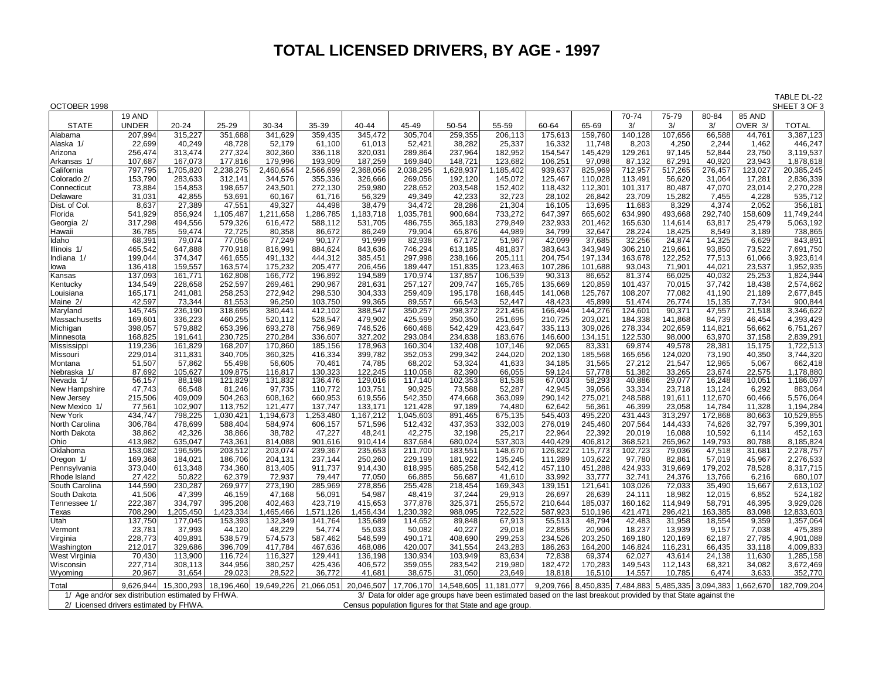# TOTAL LICENSED DRIVERS, BY AGE - 1997

OCTOBER 1998

TABLE DL-22
SHEET 3 OF 3

| STATE | 19 AND UNDER | 20-24 | 25-29 | 30-34 | 35-39 | 40-44 | 45-49 | 50-54 | 55-59 | 60-64 | 65-69 | 70-74 3/ | 75-79 3/ | 80-84 3/ | 85 AND OVER 3/ | TOTAL |
|---|---|---|---|---|---|---|---|---|---|---|---|---|---|---|---|---|
| Alabama | 207,994 | 315,227 | 351,688 | 341,629 | 359,435 | 345,472 | 305,704 | 259,355 | 206,113 | 175,613 | 159,760 | 140,128 | 107,656 | 66,588 | 44,761 | 3,387,123 |
| Alaska 1/ | 22,699 | 40,249 | 48,728 | 52,179 | 61,100 | 61,013 | 52,421 | 38,282 | 25,337 | 16,332 | 11,748 | 8,203 | 4,250 | 2,244 | 1,462 | 446,247 |
| Arizona | 256,474 | 313,474 | 277,324 | 302,360 | 336,118 | 320,031 | 289,864 | 237,964 | 182,952 | 154,547 | 145,429 | 129,261 | 97,145 | 52,844 | 23,750 | 3,119,537 |
| Arkansas 1/ | 107,687 | 167,073 | 177,816 | 179,996 | 193,909 | 187,259 | 169,840 | 148,721 | 123,682 | 106,251 | 97,098 | 87,132 | 67,291 | 40,920 | 23,943 | 1,878,618 |
| California | 797,795 | 1,705,820 | 2,238,275 | 2,460,654 | 2,566,699 | 2,368,056 | 2,038,295 | 1,628,937 | 1,185,402 | 939,637 | 825,969 | 712,957 | 517,265 | 276,457 | 123,027 | 20,385,245 |
| Colorado 2/ | 153,790 | 283,633 | 312,141 | 344,576 | 355,336 | 326,666 | 269,056 | 192,120 | 145,072 | 125,467 | 110,028 | 113,491 | 56,620 | 31,064 | 17,281 | 2,836,339 |
| Connecticut | 73,884 | 154,853 | 198,657 | 243,501 | 272,130 | 259,980 | 228,652 | 203,548 | 152,402 | 118,432 | 112,301 | 101,317 | 80,487 | 47,070 | 23,014 | 2,270,228 |
| Delaware | 31,031 | 42,855 | 53,691 | 60,167 | 61,716 | 56,329 | 49,349 | 42,233 | 32,723 | 28,102 | 26,842 | 23,709 | 15,282 | 7,455 | 4,228 | 535,712 |
| Dist. of Col. | 8,637 | 27,389 | 47,551 | 49,327 | 44,498 | 38,479 | 34,472 | 28,286 | 21,304 | 16,105 | 13,695 | 11,683 | 8,329 | 4,374 | 2,052 | 356,181 |
| Florida | 541,929 | 856,924 | 1,105,487 | 1,211,658 | 1,286,785 | 1,183,718 | 1,035,781 | 900,684 | 733,272 | 647,397 | 665,602 | 634,990 | 493,668 | 292,740 | 158,609 | 11,749,244 |
| Georgia 2/ | 317,298 | 494,556 | 579,326 | 616,472 | 588,112 | 531,705 | 486,755 | 365,183 | 279,849 | 232,933 | 201,462 | 165,630 | 114,614 | 63,817 | 25,479 | 5,063,192 |
| Hawaii | 36,785 | 59,474 | 72,725 | 80,358 | 86,672 | 86,249 | 79,904 | 65,876 | 44,989 | 34,799 | 32,647 | 28,224 | 18,425 | 8,549 | 3,189 | 738,865 |
| Idaho | 68,391 | 79,074 | 77,056 | 77,249 | 90,177 | 91,999 | 82,938 | 67,172 | 51,967 | 42,099 | 37,685 | 32,256 | 24,874 | 14,325 | 6,629 | 843,891 |
| Illinois 1/ | 465,542 | 647,888 | 770,918 | 816,991 | 884,624 | 843,636 | 746,294 | 613,185 | 481,837 | 383,643 | 343,949 | 306,210 | 219,661 | 93,850 | 73,522 | 7,691,750 |
| Indiana 1/ | 199,044 | 374,347 | 461,655 | 491,132 | 444,312 | 385,451 | 297,998 | 238,166 | 205,111 | 204,754 | 197,134 | 163,678 | 122,252 | 77,513 | 61,066 | 3,923,614 |
| Iowa | 136,418 | 159,557 | 163,574 | 175,232 | 205,477 | 206,456 | 189,447 | 151,835 | 123,463 | 107,286 | 101,688 | 93,043 | 71,901 | 44,021 | 23,537 | 1,952,935 |
| Kansas | 137,093 | 161,771 | 162,808 | 166,772 | 196,892 | 194,589 | 170,974 | 137,857 | 106,539 | 90,313 | 86,652 | 81,374 | 66,025 | 40,032 | 25,253 | 1,824,944 |
| Kentucky | 134,549 | 228,658 | 252,597 | 269,461 | 290,967 | 281,631 | 257,127 | 209,747 | 165,765 | 135,669 | 120,859 | 101,437 | 70,015 | 37,742 | 18,438 | 2,574,662 |
| Louisiana | 165,171 | 241,081 | 258,253 | 272,942 | 298,530 | 304,333 | 259,409 | 195,178 | 168,445 | 141,068 | 125,767 | 108,207 | 77,082 | 41,190 | 21,189 | 2,677,845 |
| Maine 2/ | 42,597 | 73,344 | 81,553 | 96,250 | 103,750 | 99,365 | 89,557 | 66,543 | 52,447 | 48,423 | 45,899 | 51,474 | 26,774 | 15,135 | 7,734 | 900,844 |
| Maryland | 145,745 | 236,190 | 318,695 | 380,441 | 412,102 | 388,547 | 350,257 | 298,372 | 221,456 | 166,494 | 144,276 | 124,601 | 90,371 | 47,557 | 21,518 | 3,346,622 |
| Massachusetts | 169,601 | 336,223 | 460,255 | 520,112 | 528,547 | 479,902 | 425,599 | 350,350 | 251,695 | 210,725 | 203,021 | 184,338 | 141,868 | 84,739 | 46,454 | 4,393,429 |
| Michigan | 398,057 | 579,882 | 653,396 | 693,278 | 756,969 | 746,526 | 660,468 | 542,429 | 423,647 | 335,113 | 309,026 | 278,334 | 202,659 | 114,821 | 56,662 | 6,751,267 |
| Minnesota | 168,825 | 191,641 | 230,725 | 270,284 | 336,607 | 327,202 | 293,084 | 234,838 | 183,676 | 146,600 | 134,151 | 122,530 | 98,000 | 63,970 | 37,158 | 2,839,291 |
| Mississippi | 119,236 | 161,829 | 168,207 | 170,860 | 185,156 | 178,963 | 160,304 | 132,408 | 107,146 | 92,065 | 83,331 | 69,874 | 49,578 | 28,381 | 15,175 | 1,722,513 |
| Missouri | 229,014 | 311,831 | 340,705 | 360,325 | 416,334 | 399,782 | 352,053 | 299,342 | 244,020 | 202,130 | 185,568 | 165,656 | 124,020 | 73,190 | 40,350 | 3,744,320 |
| Montana | 51,507 | 57,862 | 55,498 | 56,605 | 70,461 | 74,785 | 68,202 | 53,324 | 41,633 | 34,185 | 31,565 | 27,212 | 21,547 | 12,965 | 5,067 | 662,418 |
| Nebraska 1/ | 87,692 | 105,627 | 109,875 | 116,817 | 130,323 | 122,245 | 110,058 | 82,390 | 66,055 | 59,124 | 57,778 | 51,382 | 33,265 | 23,674 | 22,575 | 1,178,880 |
| Nevada 1/ | 56,157 | 88,198 | 121,829 | 131,832 | 136,476 | 129,016 | 117,140 | 102,353 | 81,538 | 67,003 | 58,293 | 40,886 | 29,077 | 16,248 | 10,051 | 1,186,097 |
| New Hampshire | 47,743 | 66,548 | 81,246 | 97,735 | 110,772 | 103,751 | 90,925 | 73,588 | 52,287 | 42,945 | 39,056 | 33,334 | 23,718 | 13,124 | 6,292 | 883,064 |
| New Jersey | 215,506 | 409,009 | 504,263 | 608,162 | 660,953 | 619,556 | 542,350 | 474,668 | 363,099 | 290,142 | 275,021 | 248,588 | 191,611 | 112,670 | 60,466 | 5,576,064 |
| New Mexico 1/ | 77,561 | 102,907 | 113,752 | 121,477 | 137,747 | 133,171 | 121,428 | 97,189 | 74,480 | 62,642 | 56,361 | 46,399 | 23,058 | 14,784 | 11,328 | 1,194,284 |
| New York | 434,747 | 798,225 | 1,030,421 | 1,194,673 | 1,253,480 | 1,167,212 | 1,045,603 | 891,465 | 675,135 | 545,403 | 495,220 | 431,443 | 313,297 | 172,868 | 80,663 | 10,529,855 |
| North Carolina | 306,784 | 478,699 | 588,404 | 584,974 | 606,157 | 571,596 | 512,432 | 437,353 | 332,003 | 276,019 | 245,460 | 207,564 | 144,433 | 74,626 | 32,797 | 5,399,301 |
| North Dakota | 38,862 | 42,326 | 38,866 | 38,782 | 47,227 | 48,241 | 42,275 | 32,198 | 25,217 | 22,964 | 22,392 | 20,019 | 16,088 | 10,592 | 6,114 | 452,163 |
| Ohio | 413,982 | 635,047 | 743,361 | 814,088 | 901,616 | 910,414 | 837,684 | 680,024 | 537,303 | 440,429 | 406,812 | 368,521 | 265,962 | 149,793 | 80,788 | 8,185,824 |
| Oklahoma | 153,082 | 196,595 | 203,512 | 203,074 | 239,367 | 235,653 | 211,700 | 183,551 | 148,670 | 126,822 | 115,773 | 102,723 | 79,036 | 47,518 | 31,681 | 2,278,757 |
| Oregon 1/ | 169,368 | 184,021 | 186,706 | 204,131 | 237,144 | 250,260 | 229,199 | 181,922 | 135,245 | 111,289 | 103,622 | 97,780 | 82,861 | 57,019 | 45,967 | 2,276,533 |
| Pennsylvania | 373,040 | 613,348 | 734,360 | 813,405 | 911,737 | 914,430 | 818,995 | 685,258 | 542,412 | 457,110 | 451,288 | 424,933 | 319,669 | 179,202 | 78,528 | 8,317,715 |
| Rhode Island | 27,422 | 50,822 | 62,379 | 72,937 | 79,447 | 77,050 | 66,885 | 56,687 | 41,610 | 33,992 | 33,777 | 32,741 | 24,376 | 13,766 | 6,216 | 680,107 |
| South Carolina | 144,590 | 230,287 | 269,977 | 273,190 | 285,969 | 278,856 | 255,428 | 218,454 | 169,343 | 139,151 | 121,641 | 103,026 | 72,033 | 35,490 | 15,667 | 2,613,102 |
| South Dakota | 41,506 | 47,399 | 46,159 | 47,168 | 56,091 | 54,987 | 48,419 | 37,244 | 29,913 | 26,697 | 26,639 | 24,111 | 18,982 | 12,015 | 6,852 | 524,182 |
| Tennessee 1/ | 222,387 | 334,797 | 395,208 | 402,463 | 423,719 | 415,653 | 377,878 | 325,371 | 255,572 | 210,644 | 185,037 | 160,162 | 114,949 | 58,791 | 46,395 | 3,929,026 |
| Texas | 708,290 | 1,205,450 | 1,423,334 | 1,465,466 | 1,571,126 | 1,456,434 | 1,230,392 | 988,095 | 722,522 | 587,923 | 510,196 | 421,471 | 296,421 | 163,385 | 83,098 | 12,833,603 |
| Utah | 137,750 | 177,045 | 153,393 | 132,349 | 141,764 | 135,689 | 114,652 | 89,848 | 67,913 | 55,513 | 48,794 | 42,483 | 31,958 | 18,554 | 9,359 | 1,357,064 |
| Vermont | 23,781 | 37,993 | 44,120 | 48,229 | 54,774 | 55,033 | 50,082 | 40,227 | 29,018 | 22,855 | 20,906 | 18,237 | 13,939 | 9,157 | 7,038 | 475,389 |
| Virginia | 228,773 | 409,891 | 538,579 | 574,573 | 587,462 | 546,599 | 490,171 | 408,690 | 299,253 | 234,526 | 203,250 | 169,180 | 120,169 | 62,187 | 27,785 | 4,901,088 |
| Washington | 212,017 | 329,686 | 396,709 | 417,784 | 467,636 | 468,086 | 420,007 | 341,554 | 243,283 | 186,263 | 164,200 | 146,824 | 116,231 | 66,435 | 33,118 | 4,009,833 |
| West Virginia | 70,430 | 113,900 | 116,724 | 116,327 | 129,441 | 136,198 | 130,934 | 103,949 | 83,634 | 72,838 | 69,374 | 62,027 | 43,614 | 24,138 | 11,630 | 1,285,158 |
| Wisconsin | 227,714 | 308,113 | 344,956 | 380,257 | 425,436 | 406,572 | 359,055 | 283,542 | 219,980 | 182,472 | 170,283 | 149,543 | 112,143 | 68,321 | 34,082 | 3,672,469 |
| Wyoming | 20,967 | 31,654 | 29,023 | 28,522 | 36,772 | 41,681 | 38,675 | 31,050 | 23,649 | 18,818 | 16,510 | 14,557 | 10,785 | 6,474 | 3,633 | 352,770 |
| Total | 9,626,944 | 15,300,293 | 18,196,460 | 19,649,226 | 21,066,051 | 20,046,507 | 17,706,170 | 14,548,605 | 11,181,077 | 9,209,766 | 8,450,835 | 7,484,883 | 5,485,335 | 3,094,383 | 1,662,670 | 182,709,204 |

1/ Age and/or sex distribution estimated by FHWA.
2/ Licensed drivers estimated by FHWA.
3/ Data for older age groups have been estimated based on the last breakout provided by that State against the Census population figures for that State and age group.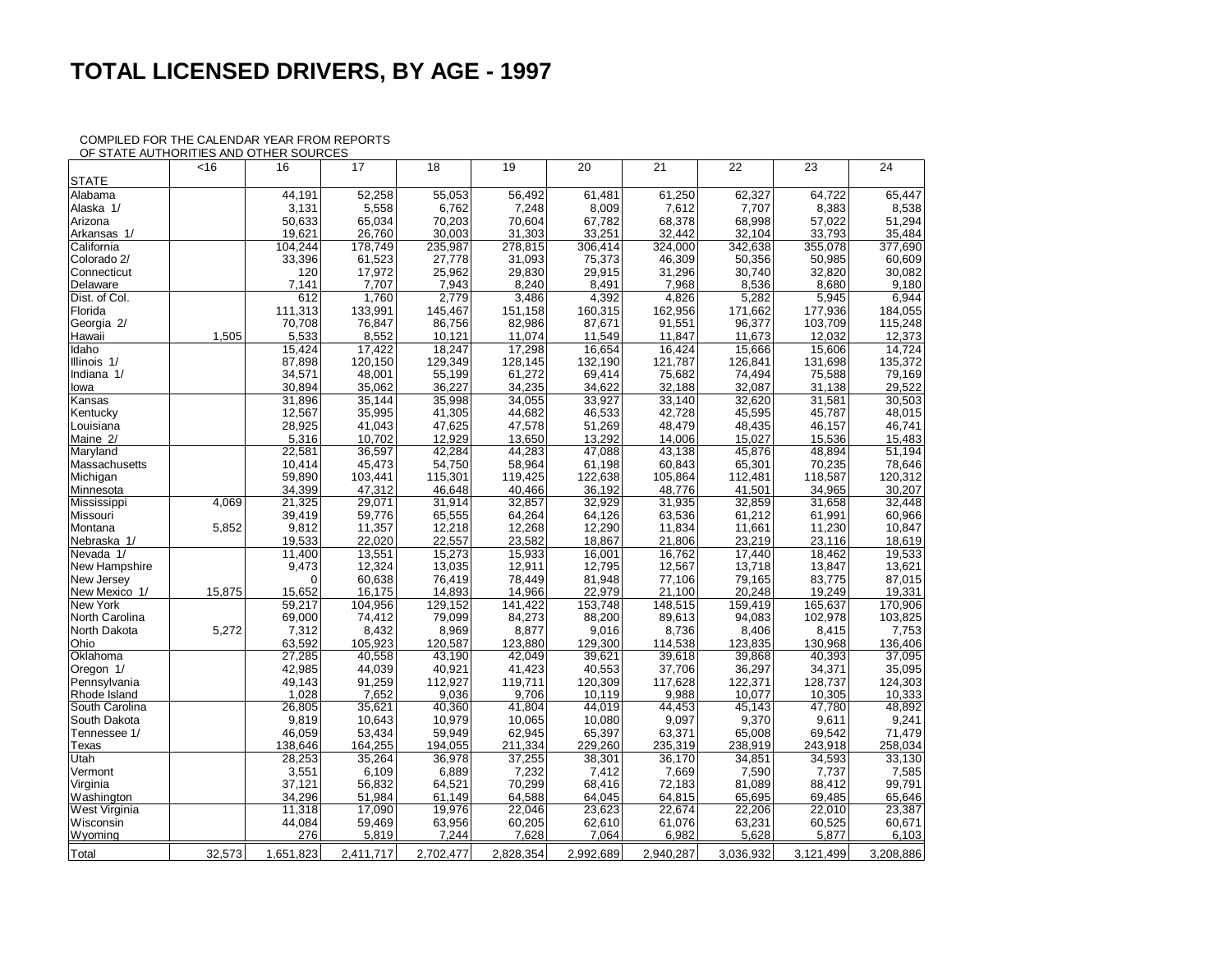# TOTAL LICENSED DRIVERS, BY AGE - 1997

COMPILED FOR THE CALENDAR YEAR FROM REPORTS OF STATE AUTHORITIES AND OTHER SOURCES

| STATE | <16 | 16 | 17 | 18 | 19 | 20 | 21 | 22 | 23 | 24 |
|---|---|---|---|---|---|---|---|---|---|---|
| Alabama | | 44,191 | 52,258 | 55,053 | 56,492 | 61,481 | 61,250 | 62,327 | 64,722 | 65,447 |
| Alaska 1/ | | 3,131 | 5,558 | 6,762 | 7,248 | 8,009 | 7,612 | 7,707 | 8,383 | 8,538 |
| Arizona | | 50,633 | 65,034 | 70,203 | 70,604 | 67,782 | 68,378 | 68,998 | 57,022 | 51,294 |
| Arkansas 1/ | | 19,621 | 26,760 | 30,003 | 31,303 | 33,251 | 32,442 | 32,104 | 33,793 | 35,484 |
| California | | 104,244 | 178,749 | 235,987 | 278,815 | 306,414 | 324,000 | 342,638 | 355,078 | 377,690 |
| Colorado 2/ | | 33,396 | 61,523 | 27,778 | 31,093 | 75,373 | 46,309 | 50,356 | 50,985 | 60,609 |
| Connecticut | | 120 | 17,972 | 25,962 | 29,830 | 29,915 | 31,296 | 30,740 | 32,820 | 30,082 |
| Delaware | | 7,141 | 7,707 | 7,943 | 8,240 | 8,491 | 7,968 | 8,536 | 8,680 | 9,180 |
| Dist. of Col. | | 612 | 1,760 | 2,779 | 3,486 | 4,392 | 4,826 | 5,282 | 5,945 | 6,944 |
| Florida | | 111,313 | 133,991 | 145,467 | 151,158 | 160,315 | 162,956 | 171,662 | 177,936 | 184,055 |
| Georgia 2/ | | 70,708 | 76,847 | 86,756 | 82,986 | 87,671 | 91,551 | 96,377 | 103,709 | 115,248 |
| Hawaii | 1,505 | 5,533 | 8,552 | 10,121 | 11,074 | 11,549 | 11,847 | 11,673 | 12,032 | 12,373 |
| Idaho | | 15,424 | 17,422 | 18,247 | 17,298 | 16,654 | 16,424 | 15,666 | 15,606 | 14,724 |
| Illinois 1/ | | 87,898 | 120,150 | 129,349 | 128,145 | 132,190 | 121,787 | 126,841 | 131,698 | 135,372 |
| Indiana 1/ | | 34,571 | 48,001 | 55,199 | 61,272 | 69,414 | 75,682 | 74,494 | 75,588 | 79,169 |
| Iowa | | 30,894 | 35,062 | 36,227 | 34,235 | 34,622 | 32,188 | 32,087 | 31,138 | 29,522 |
| Kansas | | 31,896 | 35,144 | 35,998 | 34,055 | 33,927 | 33,140 | 32,620 | 31,581 | 30,503 |
| Kentucky | | 12,567 | 35,995 | 41,305 | 44,682 | 46,533 | 42,728 | 45,595 | 45,787 | 48,015 |
| Louisiana | | 28,925 | 41,043 | 47,625 | 47,578 | 51,269 | 48,479 | 48,435 | 46,157 | 46,741 |
| Maine 2/ | | 5,316 | 10,702 | 12,929 | 13,650 | 13,292 | 14,006 | 15,027 | 15,536 | 15,483 |
| Maryland | | 22,581 | 36,597 | 42,284 | 44,283 | 47,088 | 43,138 | 45,876 | 48,894 | 51,194 |
| Massachusetts | | 10,414 | 45,473 | 54,750 | 58,964 | 61,198 | 60,843 | 65,301 | 70,235 | 78,646 |
| Michigan | | 59,890 | 103,441 | 115,301 | 119,425 | 122,638 | 105,864 | 112,481 | 118,587 | 120,312 |
| Minnesota | | 34,399 | 47,312 | 46,648 | 40,466 | 36,192 | 48,776 | 41,501 | 34,965 | 30,207 |
| Mississippi | 4,069 | 21,325 | 29,071 | 31,914 | 32,857 | 32,929 | 31,935 | 32,859 | 31,658 | 32,448 |
| Missouri | | 39,419 | 59,776 | 65,555 | 64,264 | 64,126 | 63,536 | 61,212 | 61,991 | 60,966 |
| Montana | 5,852 | 9,812 | 11,357 | 12,218 | 12,268 | 12,290 | 11,834 | 11,661 | 11,230 | 10,847 |
| Nebraska 1/ | | 19,533 | 22,020 | 22,557 | 23,582 | 18,867 | 21,806 | 23,219 | 23,116 | 18,619 |
| Nevada 1/ | | 11,400 | 13,551 | 15,273 | 15,933 | 16,001 | 16,762 | 17,440 | 18,462 | 19,533 |
| New Hampshire | | 9,473 | 12,324 | 13,035 | 12,911 | 12,795 | 12,567 | 13,718 | 13,847 | 13,621 |
| New Jersey | | 0 | 60,638 | 76,419 | 78,449 | 81,948 | 77,106 | 79,165 | 83,775 | 87,015 |
| New Mexico 1/ | 15,875 | 15,652 | 16,175 | 14,893 | 14,966 | 22,979 | 21,100 | 20,248 | 19,249 | 19,331 |
| New York | | 59,217 | 104,956 | 129,152 | 141,422 | 153,748 | 148,515 | 159,419 | 165,637 | 170,906 |
| North Carolina | | 69,000 | 74,412 | 79,099 | 84,273 | 88,200 | 89,613 | 94,083 | 102,978 | 103,825 |
| North Dakota | 5,272 | 7,312 | 8,432 | 8,969 | 8,877 | 9,016 | 8,736 | 8,406 | 8,415 | 7,753 |
| Ohio | | 63,592 | 105,923 | 120,587 | 123,880 | 129,300 | 114,538 | 123,835 | 130,968 | 136,406 |
| Oklahoma | | 27,285 | 40,558 | 43,190 | 42,049 | 39,621 | 39,618 | 39,868 | 40,393 | 37,095 |
| Oregon 1/ | | 42,985 | 44,039 | 40,921 | 41,423 | 40,553 | 37,706 | 36,297 | 34,371 | 35,095 |
| Pennsylvania | | 49,143 | 91,259 | 112,927 | 119,711 | 120,309 | 117,628 | 122,371 | 128,737 | 124,303 |
| Rhode Island | | 1,028 | 7,652 | 9,036 | 9,706 | 10,119 | 9,988 | 10,077 | 10,305 | 10,333 |
| South Carolina | | 26,805 | 35,621 | 40,360 | 41,804 | 44,019 | 44,453 | 45,143 | 47,780 | 48,892 |
| South Dakota | | 9,819 | 10,643 | 10,979 | 10,065 | 10,080 | 9,097 | 9,370 | 9,611 | 9,241 |
| Tennessee 1/ | | 46,059 | 53,434 | 59,949 | 62,945 | 65,397 | 63,371 | 65,008 | 69,542 | 71,479 |
| Texas | | 138,646 | 164,255 | 194,055 | 211,334 | 229,260 | 235,319 | 238,919 | 243,918 | 258,034 |
| Utah | | 28,253 | 35,264 | 36,978 | 37,255 | 38,301 | 36,170 | 34,851 | 34,593 | 33,130 |
| Vermont | | 3,551 | 6,109 | 6,889 | 7,232 | 7,412 | 7,669 | 7,590 | 7,737 | 7,585 |
| Virginia | | 37,121 | 56,832 | 64,521 | 70,299 | 68,416 | 72,183 | 81,089 | 88,412 | 99,791 |
| Washington | | 34,296 | 51,984 | 61,149 | 64,588 | 64,045 | 64,815 | 65,695 | 69,485 | 65,646 |
| West Virginia | | 11,318 | 17,090 | 19,976 | 22,046 | 23,623 | 22,674 | 22,206 | 22,010 | 23,387 |
| Wisconsin | | 44,084 | 59,469 | 63,956 | 60,205 | 62,610 | 61,076 | 63,231 | 60,525 | 60,671 |
| Wyoming | | 276 | 5,819 | 7,244 | 7,628 | 7,064 | 6,982 | 5,628 | 5,877 | 6,103 |
| Total | 32,573 | 1,651,823 | 2,411,717 | 2,702,477 | 2,828,354 | 2,992,689 | 2,940,287 | 3,036,932 | 3,121,499 | 3,208,886 |